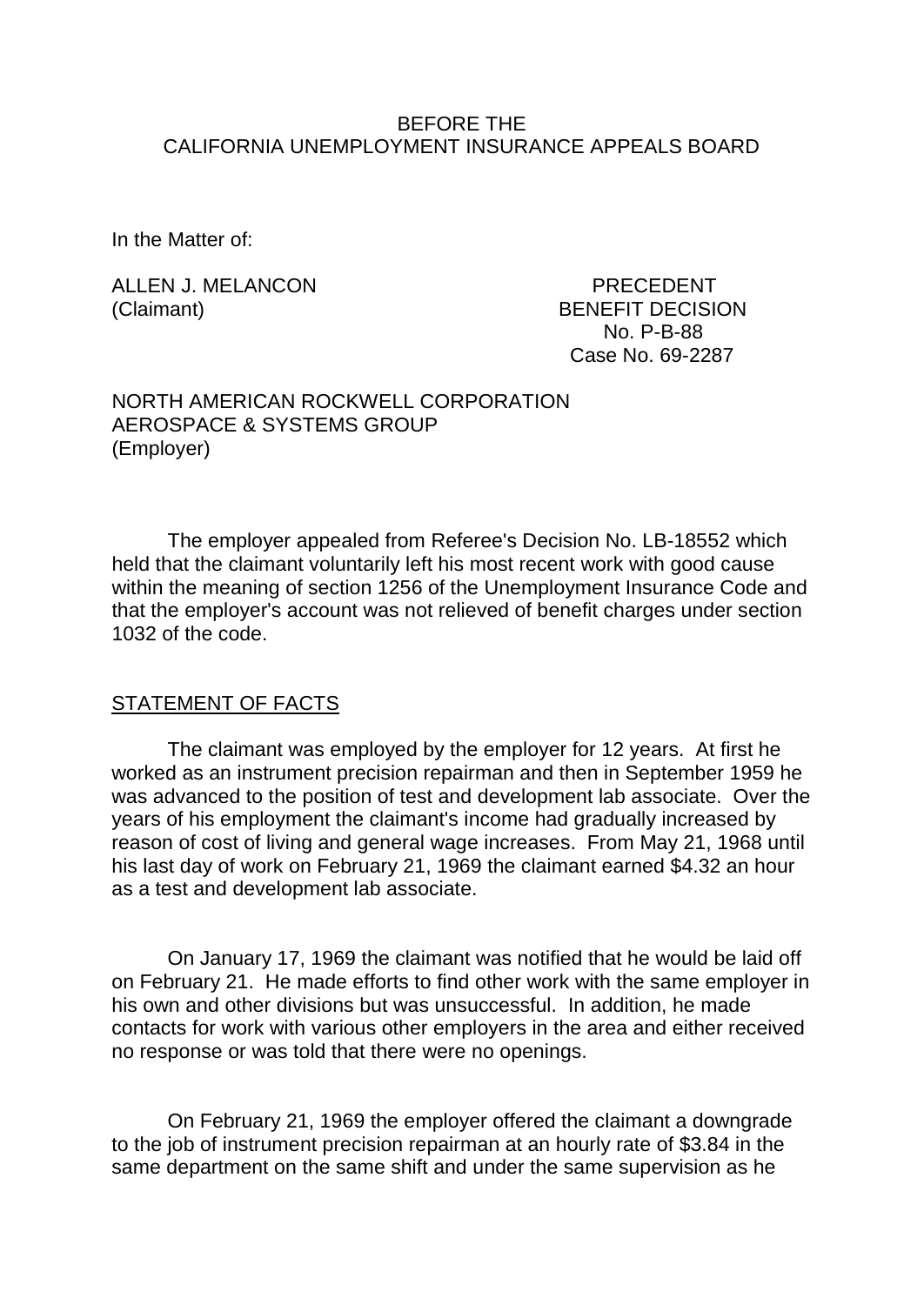BEFORE THE
CALIFORNIA UNEMPLOYMENT INSURANCE APPEALS BOARD

In the Matter of:

ALLEN J. MELANCON
(Claimant)

PRECEDENT
BENEFIT DECISION
No. P-B-88
Case No. 69-2287

NORTH AMERICAN ROCKWELL CORPORATION
AEROSPACE & SYSTEMS GROUP
(Employer)

The employer appealed from Referee's Decision No. LB-18552 which held that the claimant voluntarily left his most recent work with good cause within the meaning of section 1256 of the Unemployment Insurance Code and that the employer's account was not relieved of benefit charges under section 1032 of the code.

STATEMENT OF FACTS

The claimant was employed by the employer for 12 years. At first he worked as an instrument precision repairman and then in September 1959 he was advanced to the position of test and development lab associate. Over the years of his employment the claimant's income had gradually increased by reason of cost of living and general wage increases. From May 21, 1968 until his last day of work on February 21, 1969 the claimant earned $4.32 an hour as a test and development lab associate.

On January 17, 1969 the claimant was notified that he would be laid off on February 21. He made efforts to find other work with the same employer in his own and other divisions but was unsuccessful. In addition, he made contacts for work with various other employers in the area and either received no response or was told that there were no openings.

On February 21, 1969 the employer offered the claimant a downgrade to the job of instrument precision repairman at an hourly rate of $3.84 in the same department on the same shift and under the same supervision as he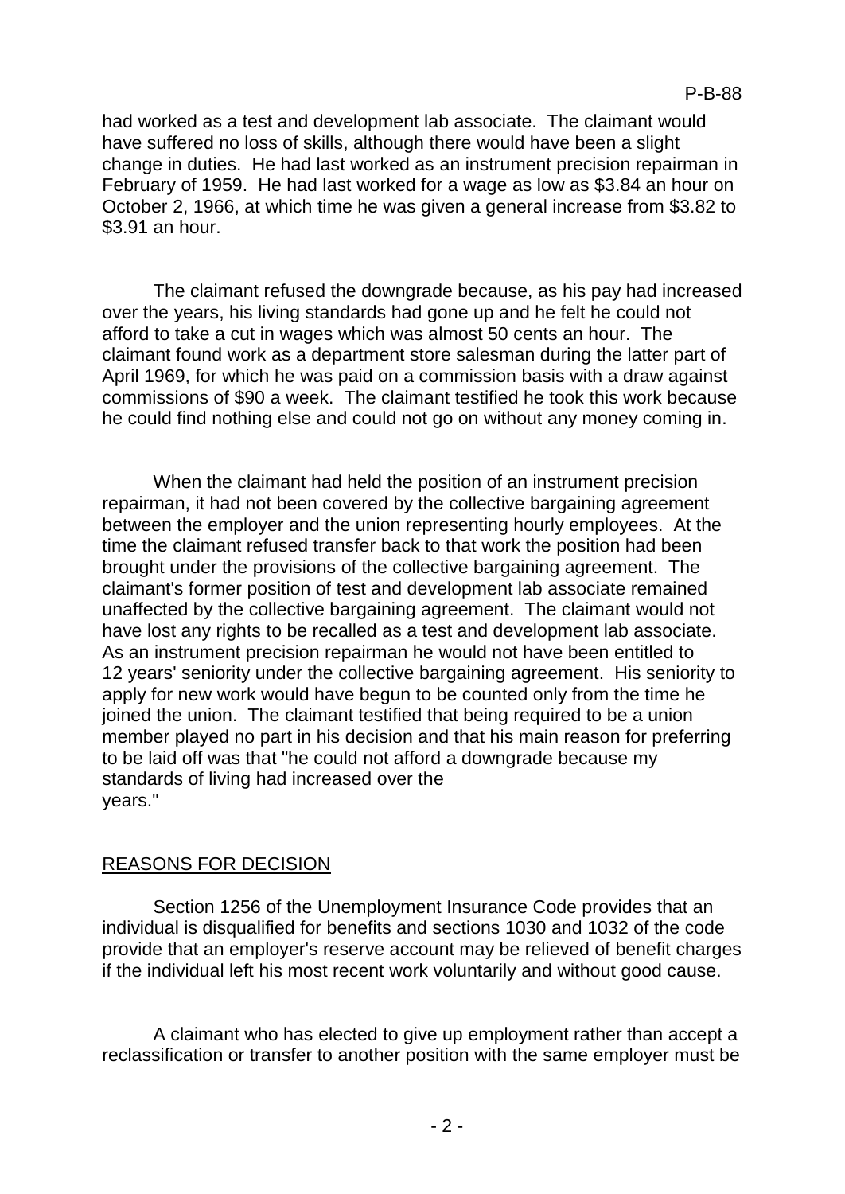had worked as a test and development lab associate. The claimant would have suffered no loss of skills, although there would have been a slight change in duties. He had last worked as an instrument precision repairman in February of 1959. He had last worked for a wage as low as $3.84 an hour on October 2, 1966, at which time he was given a general increase from $3.82 to $3.91 an hour.

The claimant refused the downgrade because, as his pay had increased over the years, his living standards had gone up and he felt he could not afford to take a cut in wages which was almost 50 cents an hour. The claimant found work as a department store salesman during the latter part of April 1969, for which he was paid on a commission basis with a draw against commissions of $90 a week. The claimant testified he took this work because he could find nothing else and could not go on without any money coming in.

When the claimant had held the position of an instrument precision repairman, it had not been covered by the collective bargaining agreement between the employer and the union representing hourly employees. At the time the claimant refused transfer back to that work the position had been brought under the provisions of the collective bargaining agreement. The claimant's former position of test and development lab associate remained unaffected by the collective bargaining agreement. The claimant would not have lost any rights to be recalled as a test and development lab associate. As an instrument precision repairman he would not have been entitled to 12 years' seniority under the collective bargaining agreement. His seniority to apply for new work would have begun to be counted only from the time he joined the union. The claimant testified that being required to be a union member played no part in his decision and that his main reason for preferring to be laid off was that "he could not afford a downgrade because my standards of living had increased over the years."

## REASONS FOR DECISION

Section 1256 of the Unemployment Insurance Code provides that an individual is disqualified for benefits and sections 1030 and 1032 of the code provide that an employer's reserve account may be relieved of benefit charges if the individual left his most recent work voluntarily and without good cause.

A claimant who has elected to give up employment rather than accept a reclassification or transfer to another position with the same employer must be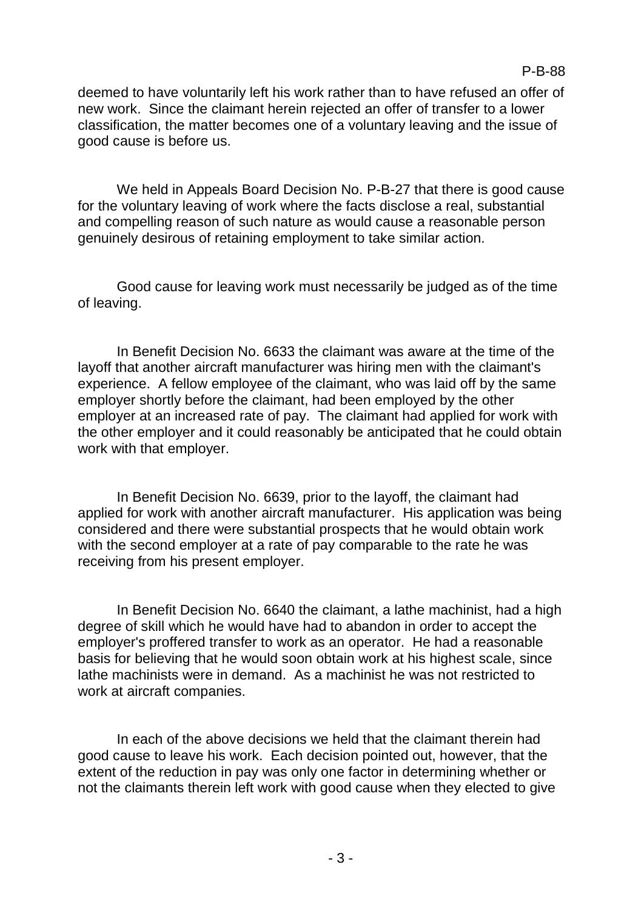deemed to have voluntarily left his work rather than to have refused an offer of new work. Since the claimant herein rejected an offer of transfer to a lower classification, the matter becomes one of a voluntary leaving and the issue of good cause is before us.

We held in Appeals Board Decision No. P-B-27 that there is good cause for the voluntary leaving of work where the facts disclose a real, substantial and compelling reason of such nature as would cause a reasonable person genuinely desirous of retaining employment to take similar action.

Good cause for leaving work must necessarily be judged as of the time of leaving.

In Benefit Decision No. 6633 the claimant was aware at the time of the layoff that another aircraft manufacturer was hiring men with the claimant's experience. A fellow employee of the claimant, who was laid off by the same employer shortly before the claimant, had been employed by the other employer at an increased rate of pay. The claimant had applied for work with the other employer and it could reasonably be anticipated that he could obtain work with that employer.

In Benefit Decision No. 6639, prior to the layoff, the claimant had applied for work with another aircraft manufacturer. His application was being considered and there were substantial prospects that he would obtain work with the second employer at a rate of pay comparable to the rate he was receiving from his present employer.

In Benefit Decision No. 6640 the claimant, a lathe machinist, had a high degree of skill which he would have had to abandon in order to accept the employer's proffered transfer to work as an operator. He had a reasonable basis for believing that he would soon obtain work at his highest scale, since lathe machinists were in demand. As a machinist he was not restricted to work at aircraft companies.

In each of the above decisions we held that the claimant therein had good cause to leave his work. Each decision pointed out, however, that the extent of the reduction in pay was only one factor in determining whether or not the claimants therein left work with good cause when they elected to give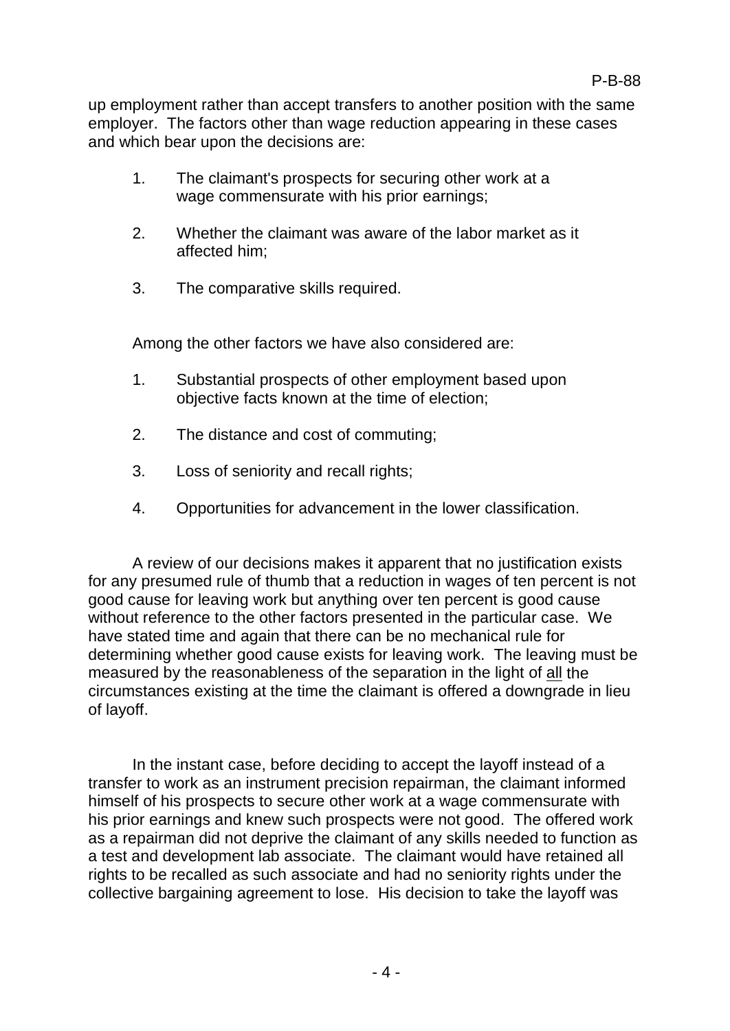up employment rather than accept transfers to another position with the same employer. The factors other than wage reduction appearing in these cases and which bear upon the decisions are:

1. The claimant's prospects for securing other work at a wage commensurate with his prior earnings;

2. Whether the claimant was aware of the labor market as it affected him;

3. The comparative skills required.

Among the other factors we have also considered are:

1. Substantial prospects of other employment based upon objective facts known at the time of election;

2. The distance and cost of commuting;

3. Loss of seniority and recall rights;

4. Opportunities for advancement in the lower classification.

A review of our decisions makes it apparent that no justification exists for any presumed rule of thumb that a reduction in wages of ten percent is not good cause for leaving work but anything over ten percent is good cause without reference to the other factors presented in the particular case. We have stated time and again that there can be no mechanical rule for determining whether good cause exists for leaving work. The leaving must be measured by the reasonableness of the separation in the light of <u>all</u> the circumstances existing at the time the claimant is offered a downgrade in lieu of layoff.

In the instant case, before deciding to accept the layoff instead of a transfer to work as an instrument precision repairman, the claimant informed himself of his prospects to secure other work at a wage commensurate with his prior earnings and knew such prospects were not good. The offered work as a repairman did not deprive the claimant of any skills needed to function as a test and development lab associate. The claimant would have retained all rights to be recalled as such associate and had no seniority rights under the collective bargaining agreement to lose. His decision to take the layoff was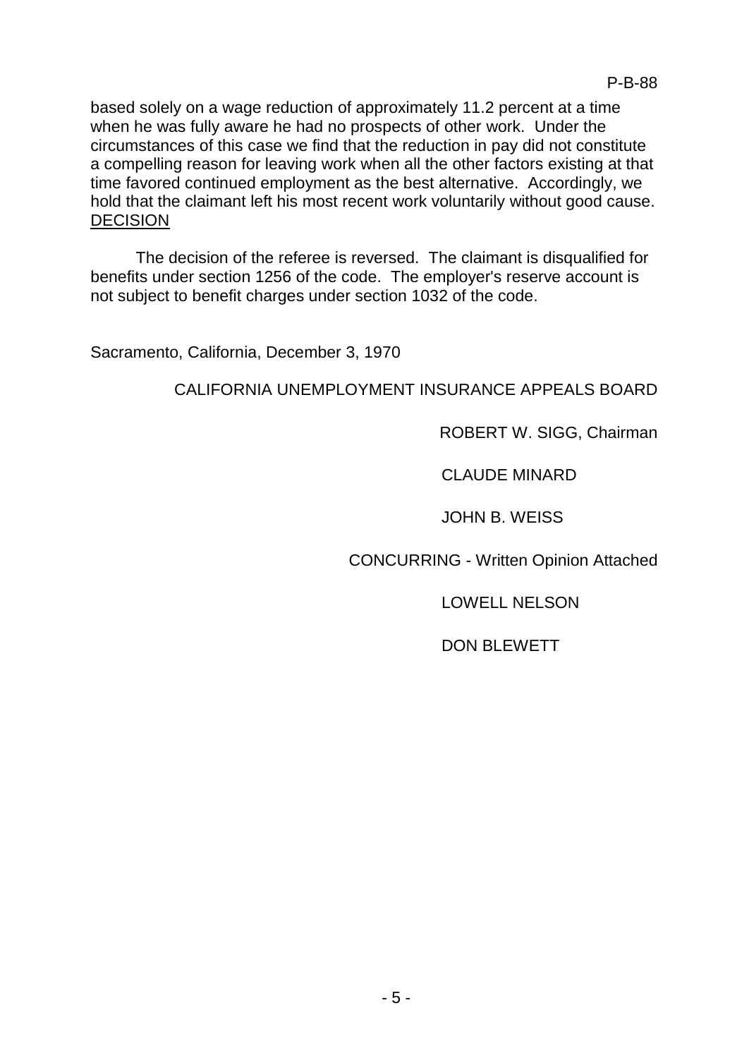based solely on a wage reduction of approximately 11.2 percent at a time when he was fully aware he had no prospects of other work. Under the circumstances of this case we find that the reduction in pay did not constitute a compelling reason for leaving work when all the other factors existing at that time favored continued employment as the best alternative. Accordingly, we hold that the claimant left his most recent work voluntarily without good cause.

## DECISION

The decision of the referee is reversed. The claimant is disqualified for benefits under section 1256 of the code. The employer's reserve account is not subject to benefit charges under section 1032 of the code.

Sacramento, California, December 3, 1970

CALIFORNIA UNEMPLOYMENT INSURANCE APPEALS BOARD

ROBERT W. SIGG, Chairman

CLAUDE MINARD

JOHN B. WEISS

CONCURRING - Written Opinion Attached

LOWELL NELSON

DON BLEWETT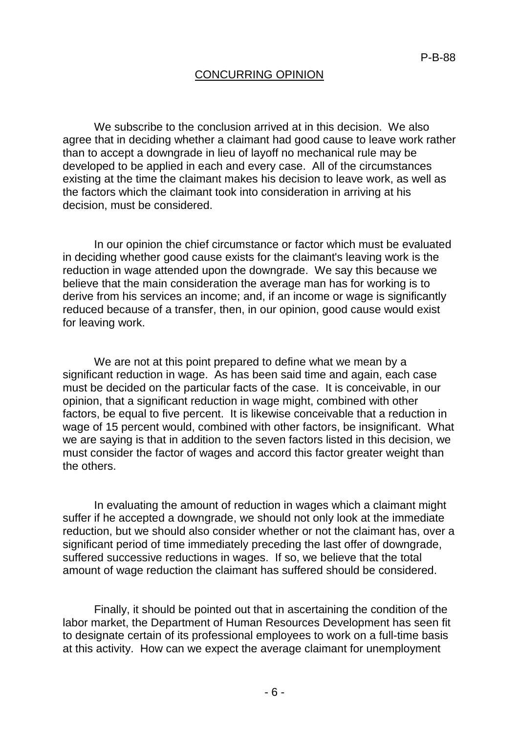## CONCURRING OPINION

We subscribe to the conclusion arrived at in this decision. We also agree that in deciding whether a claimant had good cause to leave work rather than to accept a downgrade in lieu of layoff no mechanical rule may be developed to be applied in each and every case. All of the circumstances existing at the time the claimant makes his decision to leave work, as well as the factors which the claimant took into consideration in arriving at his decision, must be considered.

In our opinion the chief circumstance or factor which must be evaluated in deciding whether good cause exists for the claimant's leaving work is the reduction in wage attended upon the downgrade. We say this because we believe that the main consideration the average man has for working is to derive from his services an income; and, if an income or wage is significantly reduced because of a transfer, then, in our opinion, good cause would exist for leaving work.

We are not at this point prepared to define what we mean by a significant reduction in wage. As has been said time and again, each case must be decided on the particular facts of the case. It is conceivable, in our opinion, that a significant reduction in wage might, combined with other factors, be equal to five percent. It is likewise conceivable that a reduction in wage of 15 percent would, combined with other factors, be insignificant. What we are saying is that in addition to the seven factors listed in this decision, we must consider the factor of wages and accord this factor greater weight than the others.

In evaluating the amount of reduction in wages which a claimant might suffer if he accepted a downgrade, we should not only look at the immediate reduction, but we should also consider whether or not the claimant has, over a significant period of time immediately preceding the last offer of downgrade, suffered successive reductions in wages. If so, we believe that the total amount of wage reduction the claimant has suffered should be considered.

Finally, it should be pointed out that in ascertaining the condition of the labor market, the Department of Human Resources Development has seen fit to designate certain of its professional employees to work on a full-time basis at this activity. How can we expect the average claimant for unemployment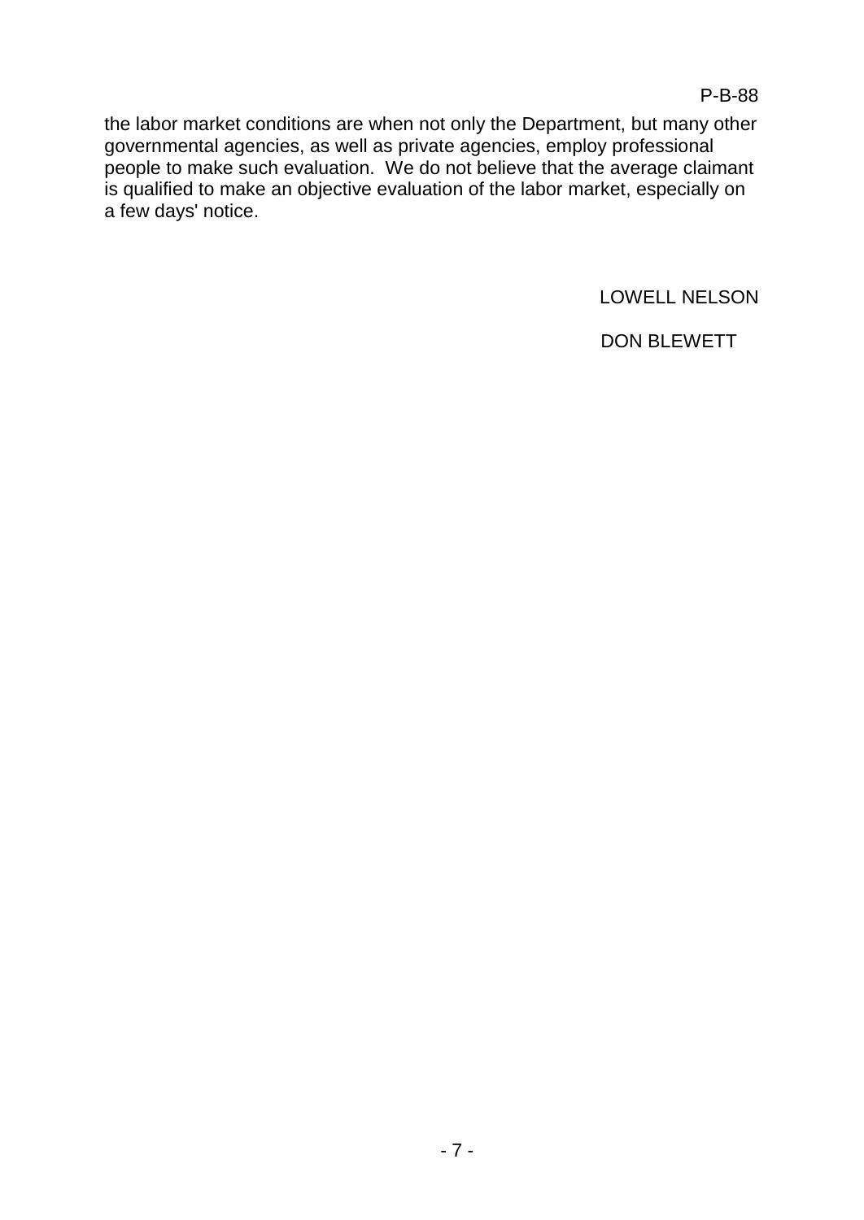the labor market conditions are when not only the Department, but many other governmental agencies, as well as private agencies, employ professional people to make such evaluation. We do not believe that the average claimant is qualified to make an objective evaluation of the labor market, especially on a few days' notice.

LOWELL NELSON

DON BLEWETT